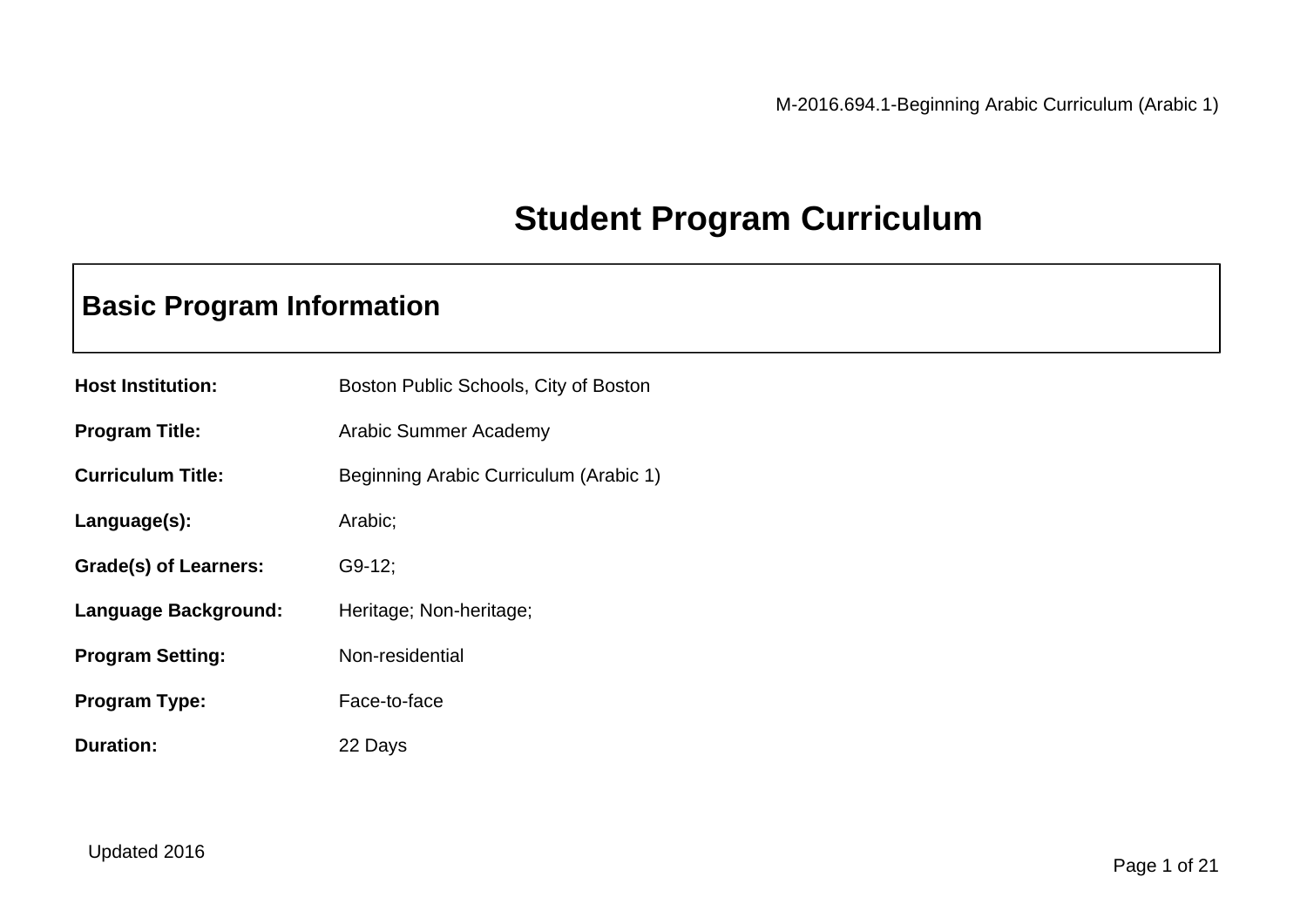# Student Program Curriculum

## Basic Program Information

**Host Institution:** Boston Public Schools, City of Boston

**Program Title:** Arabic Summer Academy

**Curriculum Title:** Beginning Arabic Curriculum (Arabic 1)

**Language(s):** Arabic;

**Grade(s) of Learners:** G9-12;

**Language Background:** Heritage; Non-heritage;

**Program Setting:** Non-residential

**Program Type:** Face-to-face

**Duration:** 22 Days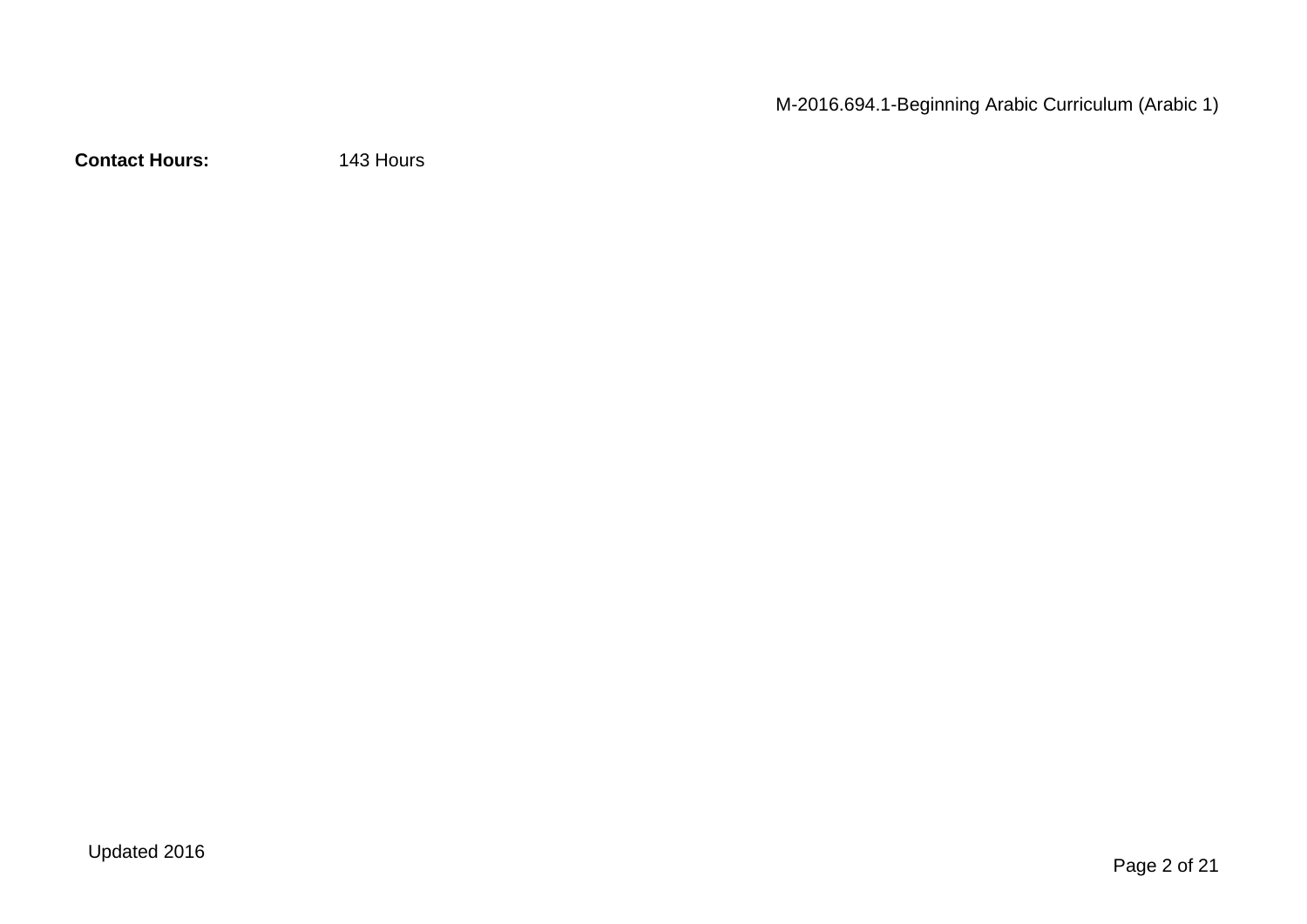**Contact Hours:** 143 Hours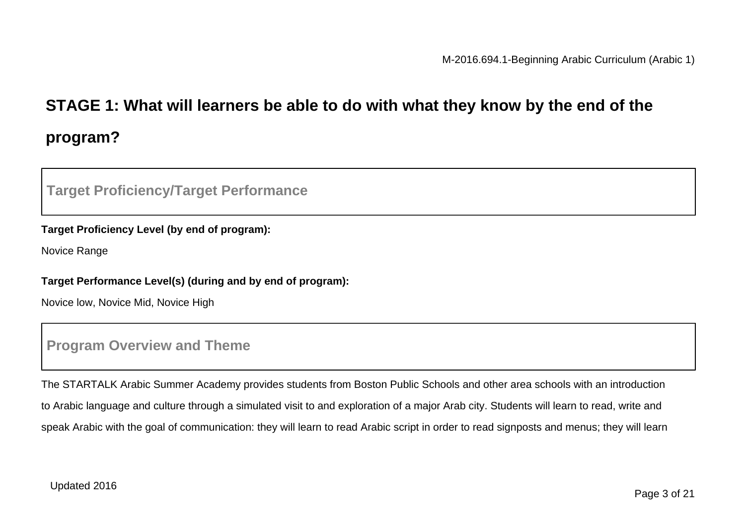## STAGE 1: What will learners be able to do with what they know by the end of the program?

### Target Proficiency/Target Performance

**Target Proficiency Level (by end of program):**

Novice Range

**Target Performance Level(s) (during and by end of program):**

Novice low, Novice Mid, Novice High

### Program Overview and Theme

The STARTALK Arabic Summer Academy provides students from Boston Public Schools and other area schools with an introduction to Arabic language and culture through a simulated visit to and exploration of a major Arab city. Students will learn to read, write and speak Arabic with the goal of communication: they will learn to read Arabic script in order to read signposts and menus; they will learn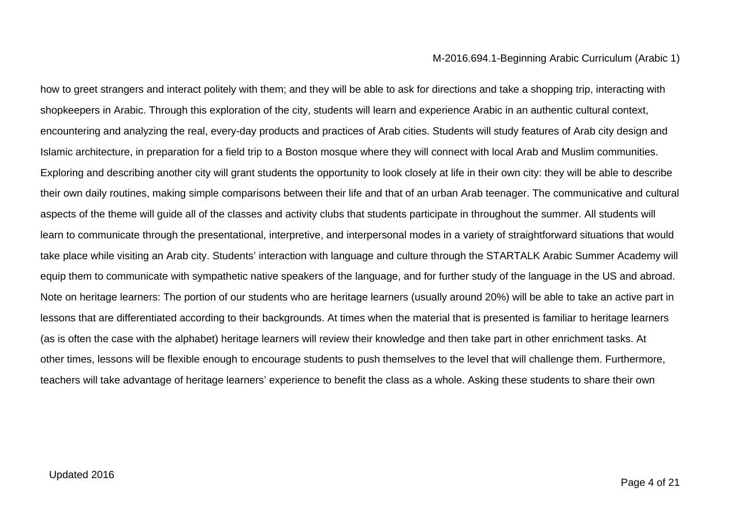how to greet strangers and interact politely with them; and they will be able to ask for directions and take a shopping trip, interacting with shopkeepers in Arabic. Through this exploration of the city, students will learn and experience Arabic in an authentic cultural context, encountering and analyzing the real, every-day products and practices of Arab cities. Students will study features of Arab city design and Islamic architecture, in preparation for a field trip to a Boston mosque where they will connect with local Arab and Muslim communities. Exploring and describing another city will grant students the opportunity to look closely at life in their own city: they will be able to describe their own daily routines, making simple comparisons between their life and that of an urban Arab teenager. The communicative and cultural aspects of the theme will guide all of the classes and activity clubs that students participate in throughout the summer. All students will learn to communicate through the presentational, interpretive, and interpersonal modes in a variety of straightforward situations that would take place while visiting an Arab city. Students' interaction with language and culture through the STARTALK Arabic Summer Academy will equip them to communicate with sympathetic native speakers of the language, and for further study of the language in the US and abroad.

Note on heritage learners: The portion of our students who are heritage learners (usually around 20%) will be able to take an active part in lessons that are differentiated according to their backgrounds. At times when the material that is presented is familiar to heritage learners (as is often the case with the alphabet) heritage learners will review their knowledge and then take part in other enrichment tasks. At other times, lessons will be flexible enough to encourage students to push themselves to the level that will challenge them. Furthermore, teachers will take advantage of heritage learners' experience to benefit the class as a whole. Asking these students to share their own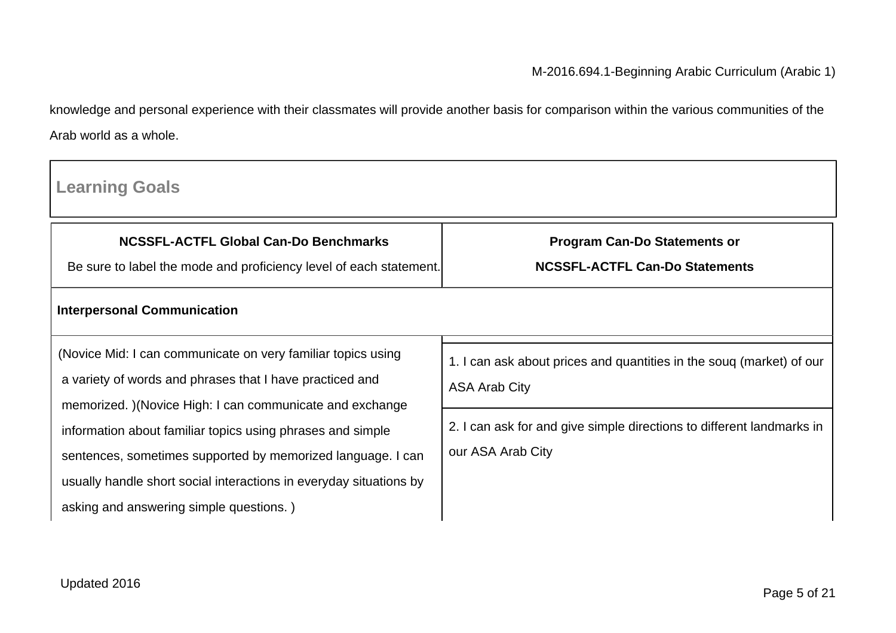knowledge and personal experience with their classmates will provide another basis for comparison within the various communities of the Arab world as a whole.

## Learning Goals

| NCSSFL-ACTFL Global Can-Do Benchmarks<br>Be sure to label the mode and proficiency level of each statement. | Program Can-Do Statements or<br>NCSSFL-ACTFL Can-Do Statements |
|---|---|
| **Interpersonal Communication** | |
| (Novice Mid: I can communicate on very familiar topics using a variety of words and phrases that I have practiced and memorized. )(Novice High: I can communicate and exchange information about familiar topics using phrases and simple sentences, sometimes supported by memorized language. I can usually handle short social interactions in everyday situations by asking and answering simple questions. ) | 1. I can ask about prices and quantities in the souq (market) of our ASA Arab City |
| | 2. I can ask for and give simple directions to different landmarks in our ASA Arab City |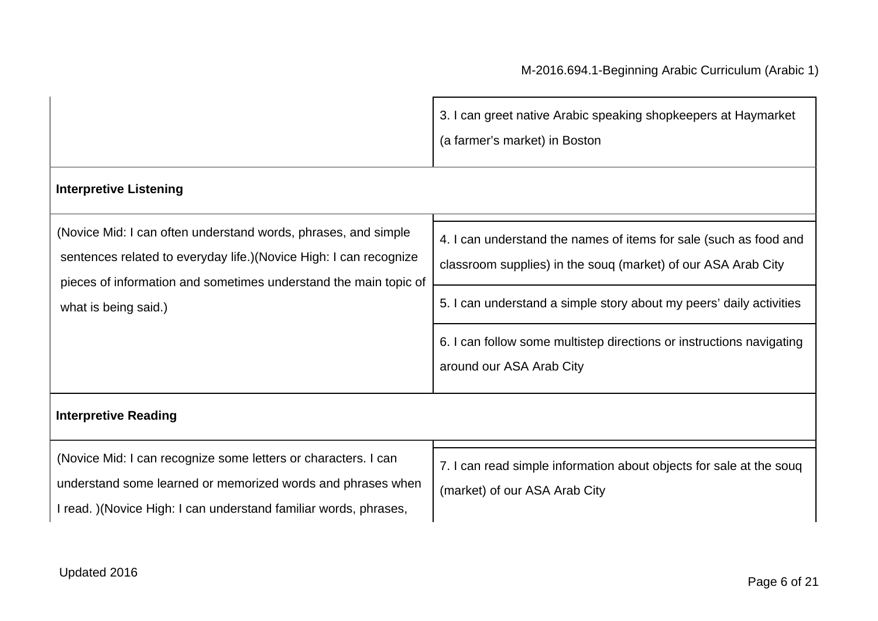| | |
|---|---|
| | 3. I can greet native Arabic speaking shopkeepers at Haymarket (a farmer's market) in Boston |
| **Interpretive Listening** | |
| (Novice Mid: I can often understand words, phrases, and simple sentences related to everyday life.)(Novice High: I can recognize pieces of information and sometimes understand the main topic of what is being said.) | 4. I can understand the names of items for sale (such as food and classroom supplies) in the souq (market) of our ASA Arab City |
| | 5. I can understand a simple story about my peers' daily activities |
| | 6. I can follow some multistep directions or instructions navigating around our ASA Arab City |
| **Interpretive Reading** | |
| (Novice Mid: I can recognize some letters or characters. I can understand some learned or memorized words and phrases when I read. )(Novice High: I can understand familiar words, phrases, | 7. I can read simple information about objects for sale at the souq (market) of our ASA Arab City |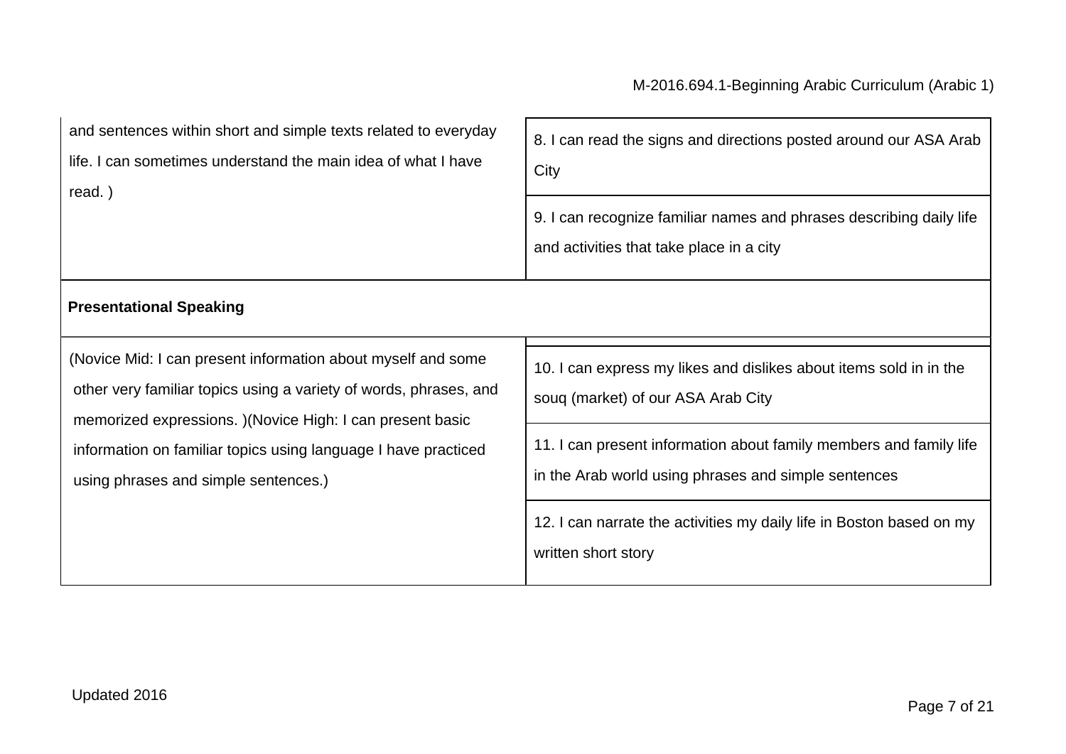| | |
|---|---|
| and sentences within short and simple texts related to everyday life. I can sometimes understand the main idea of what I have read. ) | 8. I can read the signs and directions posted around our ASA Arab City |
| | 9. I can recognize familiar names and phrases describing daily life and activities that take place in a city |
| **Presentational Speaking** | |
| (Novice Mid: I can present information about myself and some other very familiar topics using a variety of words, phrases, and memorized expressions. )(Novice High: I can present basic information on familiar topics using language I have practiced using phrases and simple sentences.) | 10. I can express my likes and dislikes about items sold in in the souq (market) of our ASA Arab City |
| | 11. I can present information about family members and family life in the Arab world using phrases and simple sentences |
| | 12. I can narrate the activities my daily life in Boston based on my written short story |

Updated 2016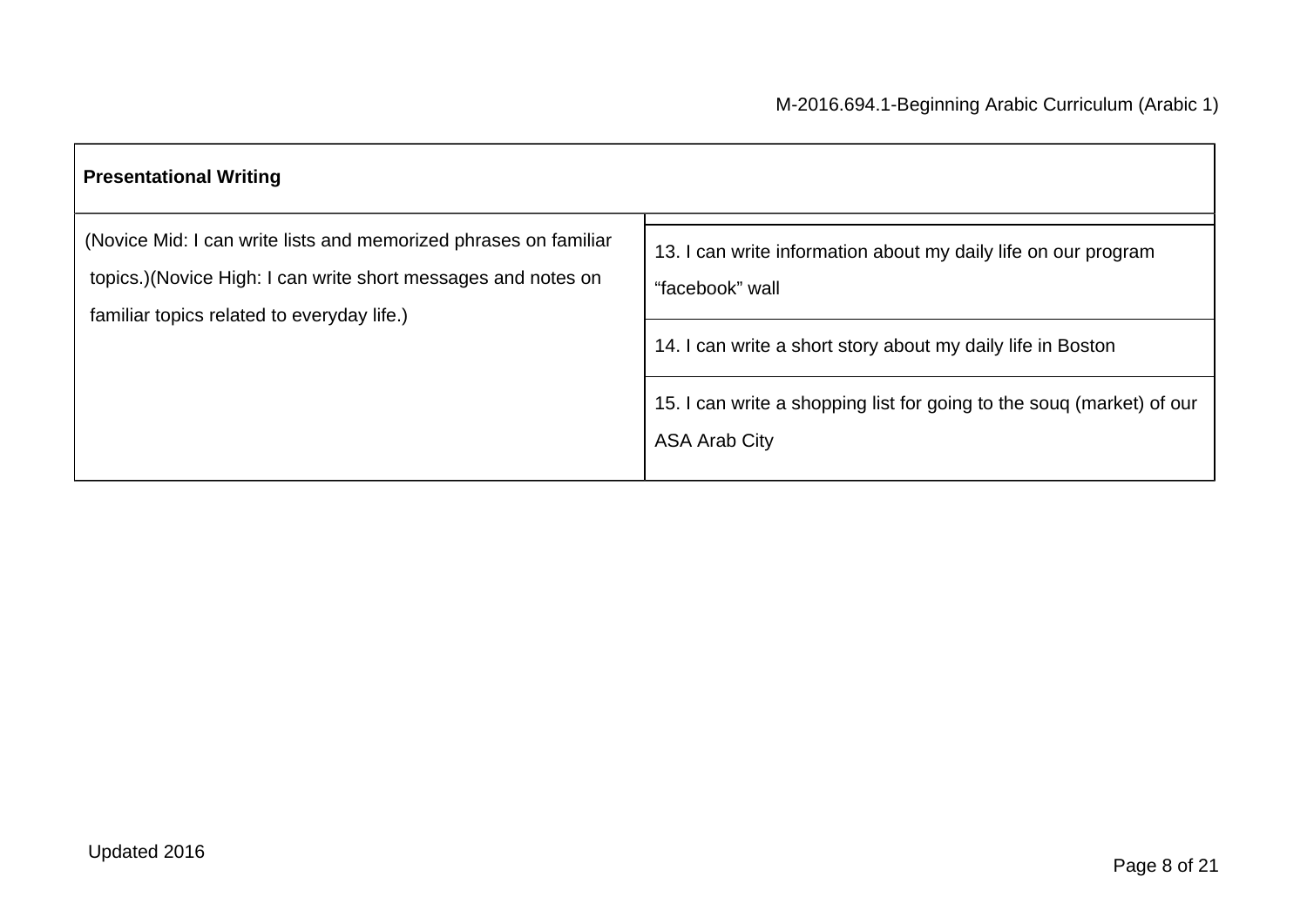| Presentational Writing | |
|---|---|
| (Novice Mid: I can write lists and memorized phrases on familiar topics.)(Novice High: I can write short messages and notes on familiar topics related to everyday life.) | 13. I can write information about my daily life on our program “facebook” wall |
| | 14. I can write a short story about my daily life in Boston |
| | 15. I can write a shopping list for going to the souq (market) of our ASA Arab City |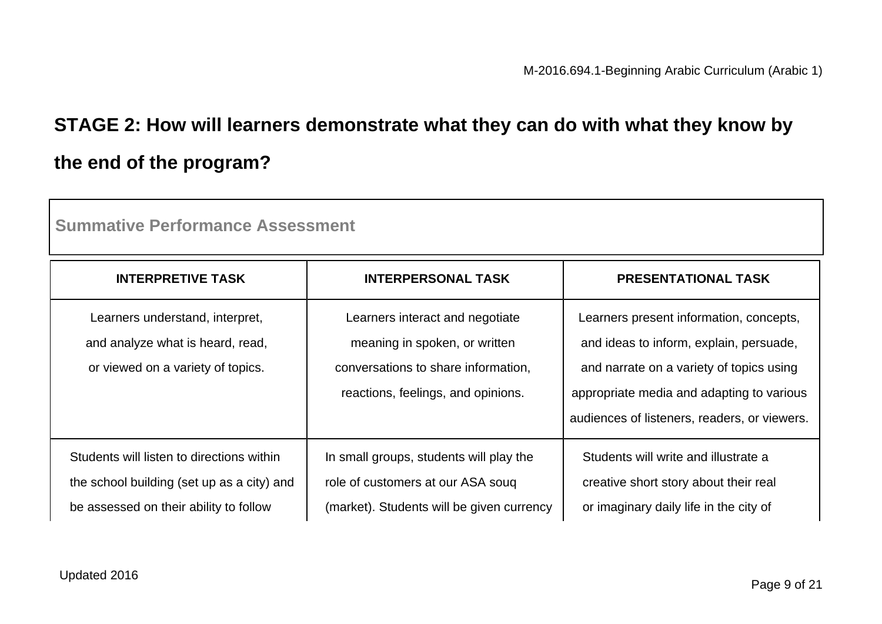## STAGE 2: How will learners demonstrate what they can do with what they know by the end of the program?

**Summative Performance Assessment**

| INTERPRETIVE TASK | INTERPERSONAL TASK | PRESENTATIONAL TASK |
|---|---|---|
| Learners understand, interpret, and analyze what is heard, read, or viewed on a variety of topics. | Learners interact and negotiate meaning in spoken, or written conversations to share information, reactions, feelings, and opinions. | Learners present information, concepts, and ideas to inform, explain, persuade, and narrate on a variety of topics using appropriate media and adapting to various audiences of listeners, readers, or viewers. |
| Students will listen to directions within the school building (set up as a city) and be assessed on their ability to follow | In small groups, students will play the role of customers at our ASA souq (market). Students will be given currency | Students will write and illustrate a creative short story about their real or imaginary daily life in the city of |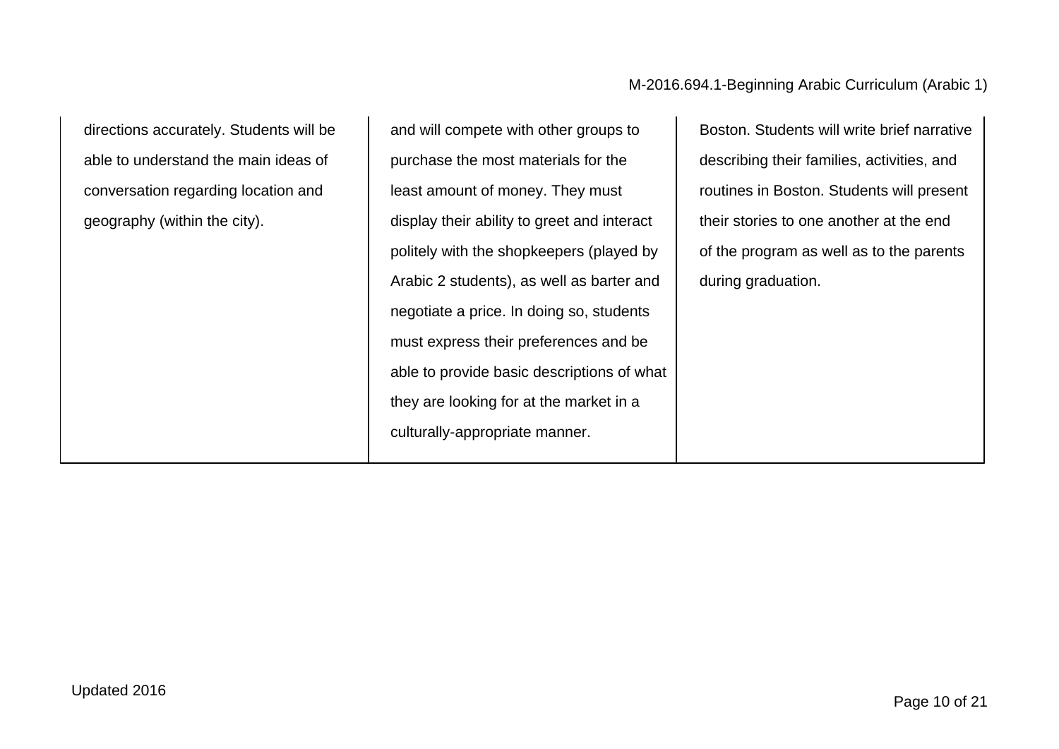| | | |
|---|---|---|
| directions accurately. Students will be able to understand the main ideas of conversation regarding location and geography (within the city). | and will compete with other groups to purchase the most materials for the least amount of money. They must display their ability to greet and interact politely with the shopkeepers (played by Arabic 2 students), as well as barter and negotiate a price. In doing so, students must express their preferences and be able to provide basic descriptions of what they are looking for at the market in a culturally-appropriate manner. | Boston. Students will write brief narrative describing their families, activities, and routines in Boston. Students will present their stories to one another at the end of the program as well as to the parents during graduation. |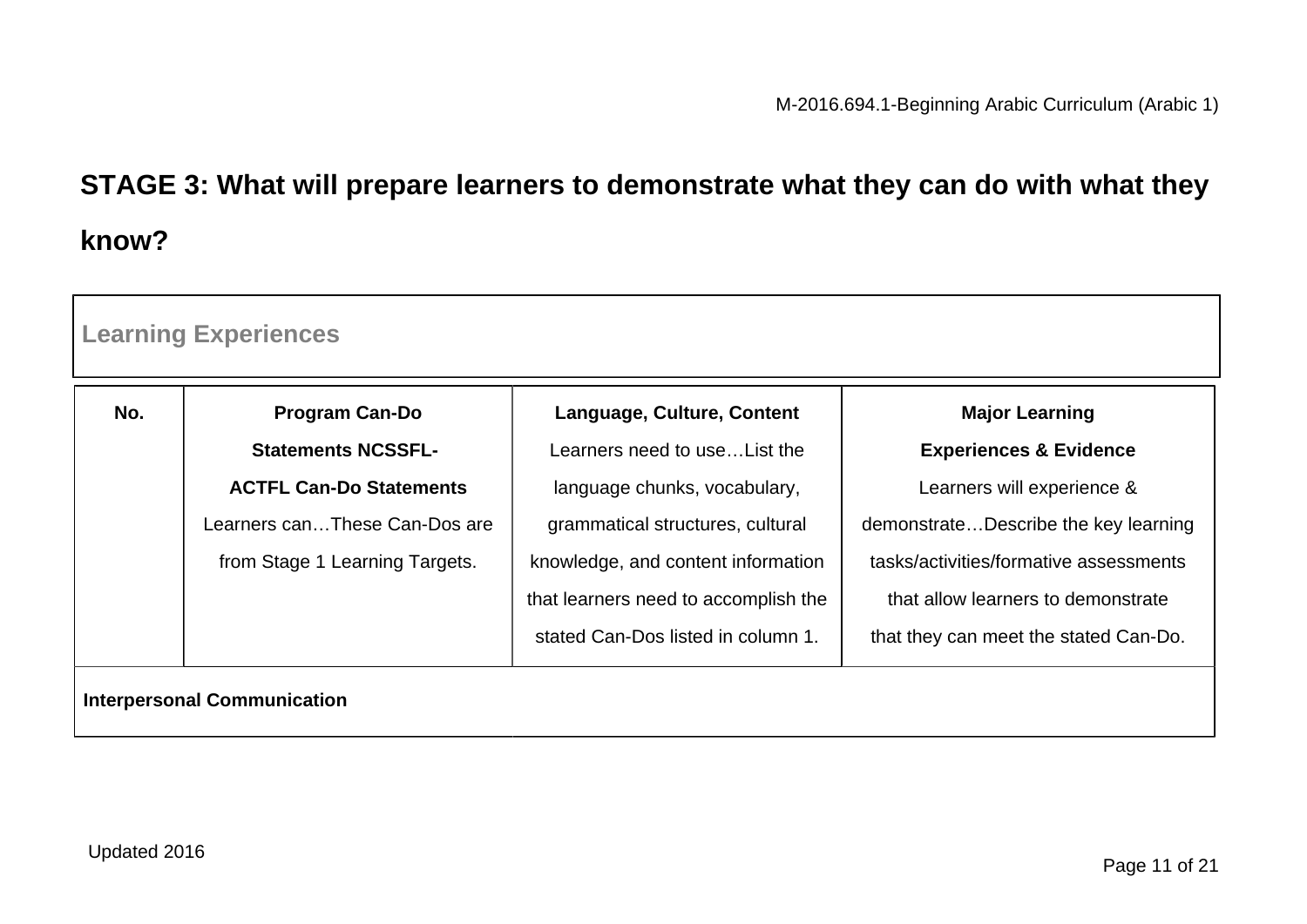## STAGE 3: What will prepare learners to demonstrate what they can do with what they know?

### Learning Experiences

| No. | **Program Can-Do Statements NCSSFL-ACTFL Can-Do Statements** Learners can…These Can-Dos are from Stage 1 Learning Targets. | **Language, Culture, Content** Learners need to use…List the language chunks, vocabulary, grammatical structures, cultural knowledge, and content information that learners need to accomplish the stated Can-Dos listed in column 1. | **Major Learning Experiences & Evidence** Learners will experience & demonstrate…Describe the key learning tasks/activities/formative assessments that allow learners to demonstrate that they can meet the stated Can-Do. |
|---|---|---|---|
| **Interpersonal Communication** | | | |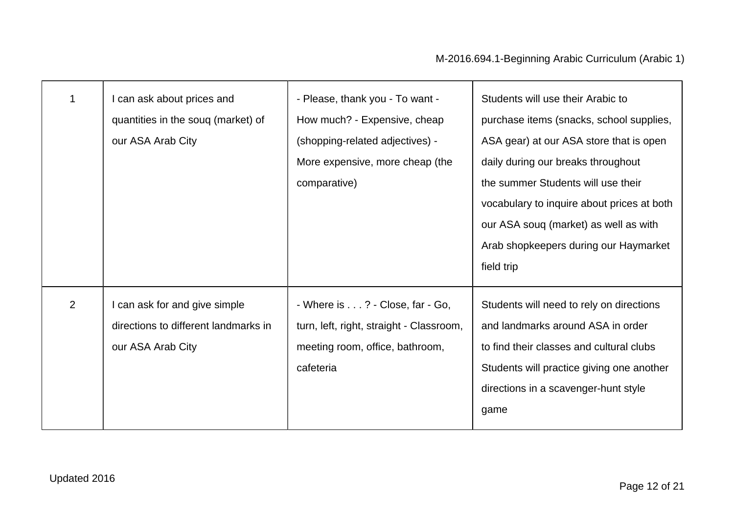| | | | |
|---|---|---|---|
| 1 | I can ask about prices and quantities in the souq (market) of our ASA Arab City | - Please, thank you - To want - How much? - Expensive, cheap (shopping-related adjectives) - More expensive, more cheap (the comparative) | Students will use their Arabic to purchase items (snacks, school supplies, ASA gear) at our ASA store that is open daily during our breaks throughout the summer Students will use their vocabulary to inquire about prices at both our ASA souq (market) as well as with Arab shopkeepers during our Haymarket field trip |
| 2 | I can ask for and give simple directions to different landmarks in our ASA Arab City | - Where is . . . ? - Close, far - Go, turn, left, right, straight - Classroom, meeting room, office, bathroom, cafeteria | Students will need to rely on directions and landmarks around ASA in order to find their classes and cultural clubs Students will practice giving one another directions in a scavenger-hunt style game |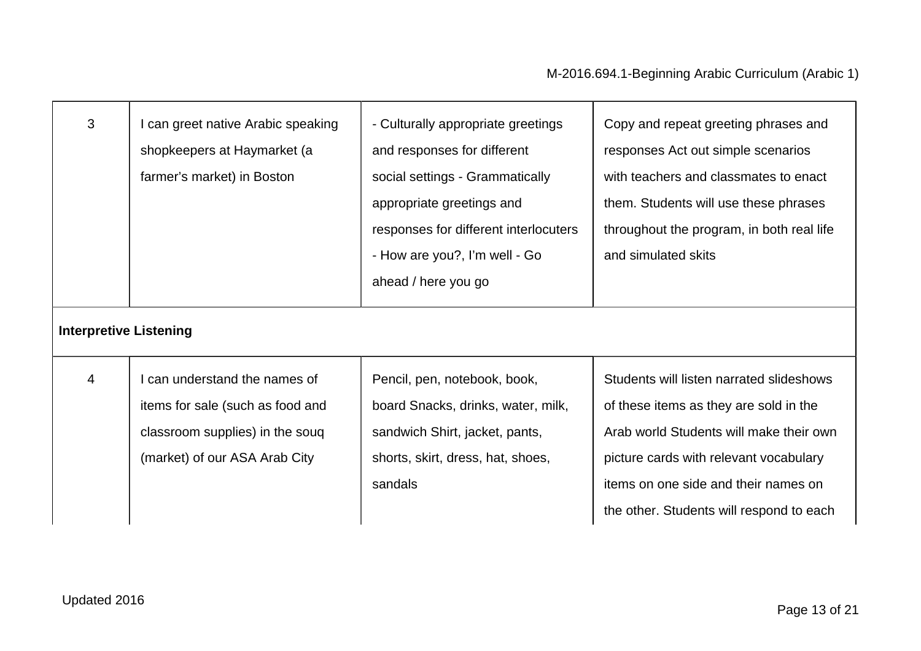| | | | |
|---|---|---|---|
| 3 | I can greet native Arabic speaking shopkeepers at Haymarket (a farmer's market) in Boston | - Culturally appropriate greetings and responses for different social settings - Grammatically appropriate greetings and responses for different interlocuters - How are you?, I'm well - Go ahead / here you go | Copy and repeat greeting phrases and responses Act out simple scenarios with teachers and classmates to enact them. Students will use these phrases throughout the program, in both real life and simulated skits |
| **Interpretive Listening** | | | |
| 4 | I can understand the names of items for sale (such as food and classroom supplies) in the souq (market) of our ASA Arab City | Pencil, pen, notebook, book, board Snacks, drinks, water, milk, sandwich Shirt, jacket, pants, shorts, skirt, dress, hat, shoes, sandals | Students will listen narrated slideshows of these items as they are sold in the Arab world Students will make their own picture cards with relevant vocabulary items on one side and their names on the other. Students will respond to each |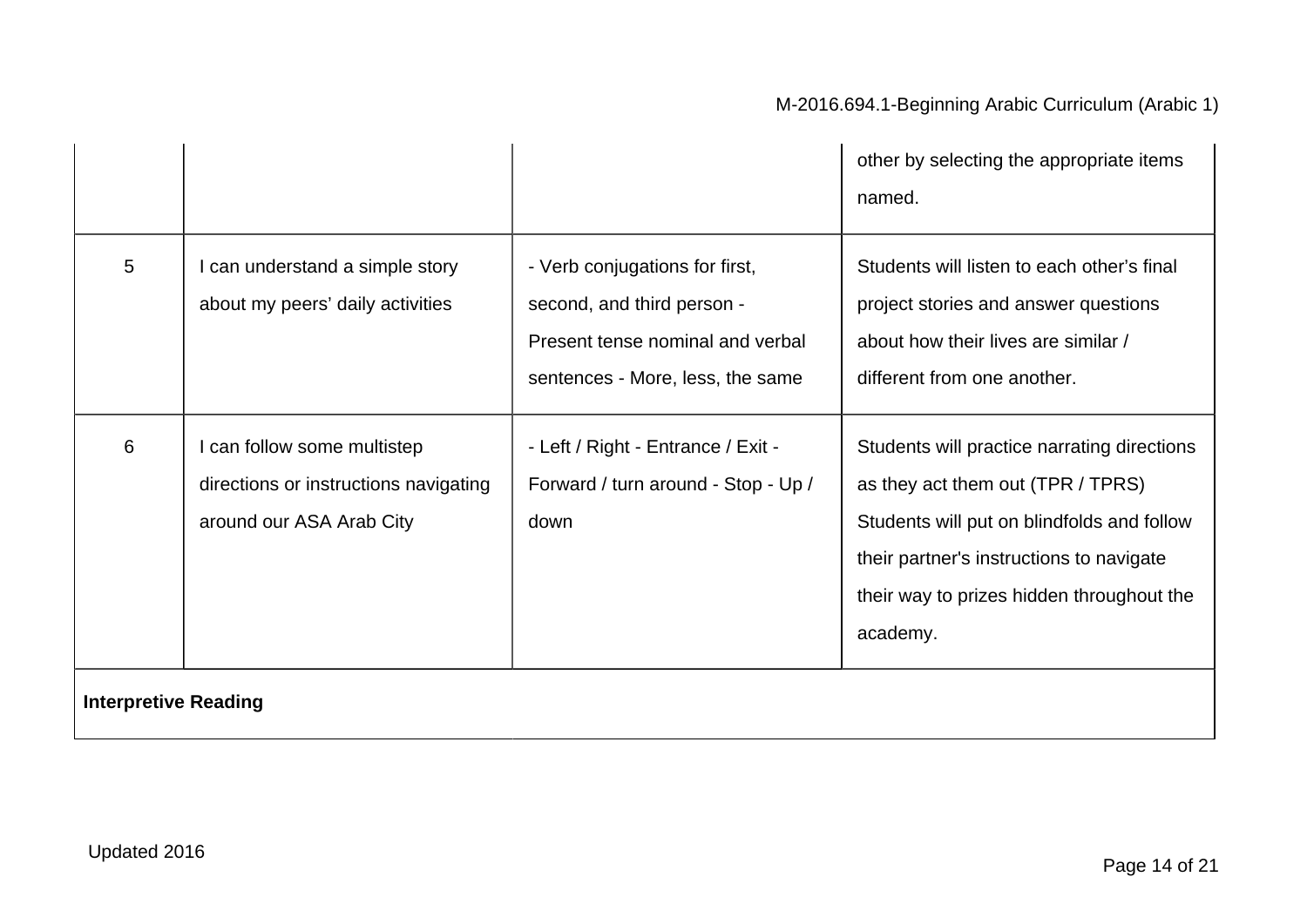| | | | |
|---|---|---|---|
| | | | other by selecting the appropriate items named. |
| 5 | I can understand a simple story about my peers' daily activities | - Verb conjugations for first, second, and third person - Present tense nominal and verbal sentences - More, less, the same | Students will listen to each other's final project stories and answer questions about how their lives are similar / different from one another. |
| 6 | I can follow some multistep directions or instructions navigating around our ASA Arab City | - Left / Right - Entrance / Exit - Forward / turn around - Stop - Up / down | Students will practice narrating directions as they act them out (TPR / TPRS) Students will put on blindfolds and follow their partner's instructions to navigate their way to prizes hidden throughout the academy. |
| **Interpretive Reading** | | | |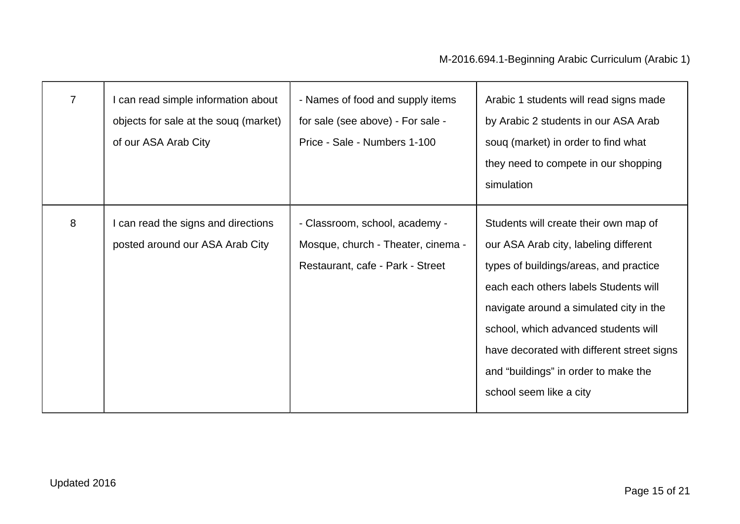| 7 | I can read simple information about objects for sale at the souq (market) of our ASA Arab City | - Names of food and supply items for sale (see above) - For sale - Price - Sale - Numbers 1-100 | Arabic 1 students will read signs made by Arabic 2 students in our ASA Arab souq (market) in order to find what they need to compete in our shopping simulation |
|---|---|---|---|
| 8 | I can read the signs and directions posted around our ASA Arab City | - Classroom, school, academy - Mosque, church - Theater, cinema - Restaurant, cafe - Park - Street | Students will create their own map of our ASA Arab city, labeling different types of buildings/areas, and practice each each others labels Students will navigate around a simulated city in the school, which advanced students will have decorated with different street signs and “buildings” in order to make the school seem like a city |

Updated 2016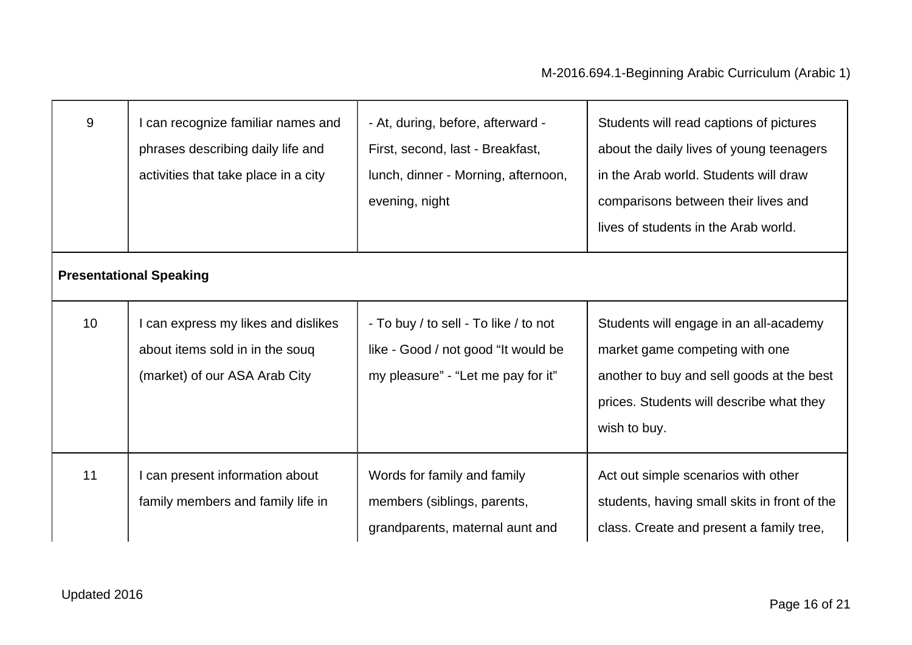| | | | |
|---|---|---|---|
| 9 | I can recognize familiar names and phrases describing daily life and activities that take place in a city | - At, during, before, afterward - First, second, last - Breakfast, lunch, dinner - Morning, afternoon, evening, night | Students will read captions of pictures about the daily lives of young teenagers in the Arab world. Students will draw comparisons between their lives and lives of students in the Arab world. |
| **Presentational Speaking** | | | |
| 10 | I can express my likes and dislikes about items sold in in the souq (market) of our ASA Arab City | - To buy / to sell - To like / to not like - Good / not good “It would be my pleasure” - “Let me pay for it” | Students will engage in an all-academy market game competing with one another to buy and sell goods at the best prices. Students will describe what they wish to buy. |
| 11 | I can present information about family members and family life in | Words for family and family members (siblings, parents, grandparents, maternal aunt and | Act out simple scenarios with other students, having small skits in front of the class. Create and present a family tree, |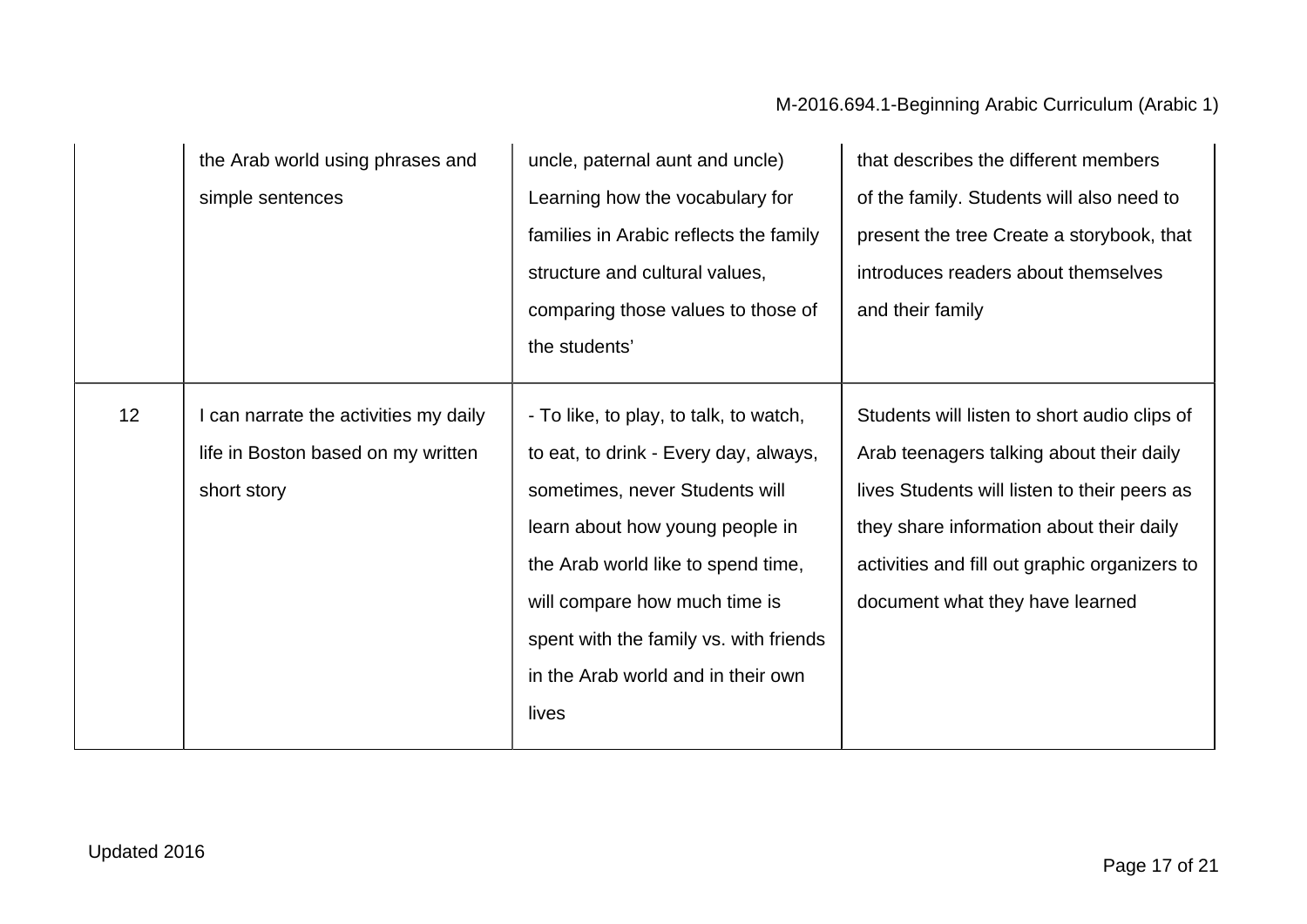| | | | |
|---|---|---|---|
| | the Arab world using phrases and simple sentences | uncle, paternal aunt and uncle) Learning how the vocabulary for families in Arabic reflects the family structure and cultural values, comparing those values to those of the students' | that describes the different members of the family. Students will also need to present the tree Create a storybook, that introduces readers about themselves and their family |
| 12 | I can narrate the activities my daily life in Boston based on my written short story | - To like, to play, to talk, to watch, to eat, to drink - Every day, always, sometimes, never Students will learn about how young people in the Arab world like to spend time, will compare how much time is spent with the family vs. with friends in the Arab world and in their own lives | Students will listen to short audio clips of Arab teenagers talking about their daily lives Students will listen to their peers as they share information about their daily activities and fill out graphic organizers to document what they have learned |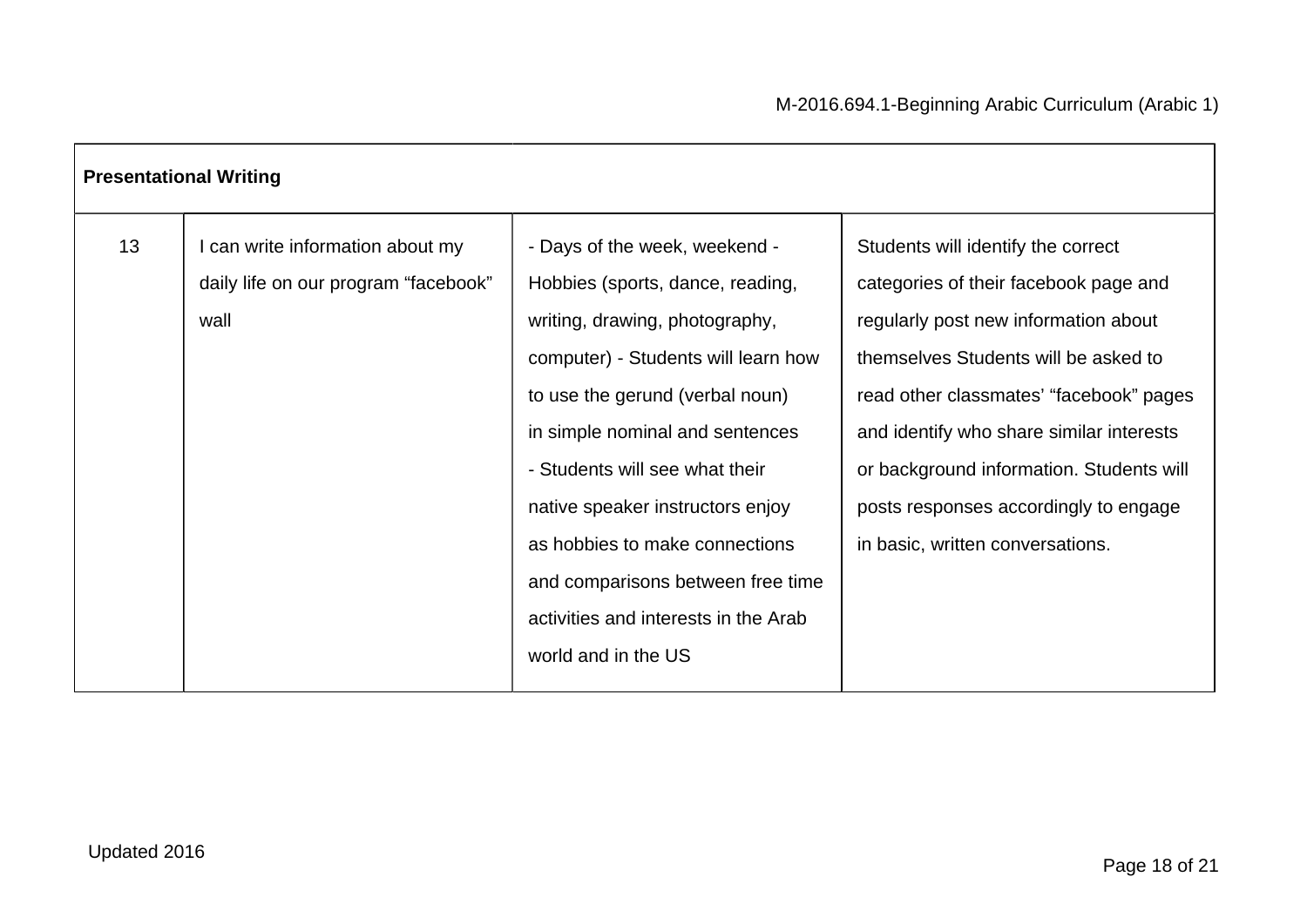| Presentational Writing | | | |
|---|---|---|---|
| 13 | I can write information about my daily life on our program “facebook” wall | - Days of the week, weekend - Hobbies (sports, dance, reading, writing, drawing, photography, computer) - Students will learn how to use the gerund (verbal noun) in simple nominal and sentences - Students will see what their native speaker instructors enjoy as hobbies to make connections and comparisons between free time activities and interests in the Arab world and in the US | Students will identify the correct categories of their facebook page and regularly post new information about themselves Students will be asked to read other classmates’ “facebook” pages and identify who share similar interests or background information. Students will posts responses accordingly to engage in basic, written conversations. |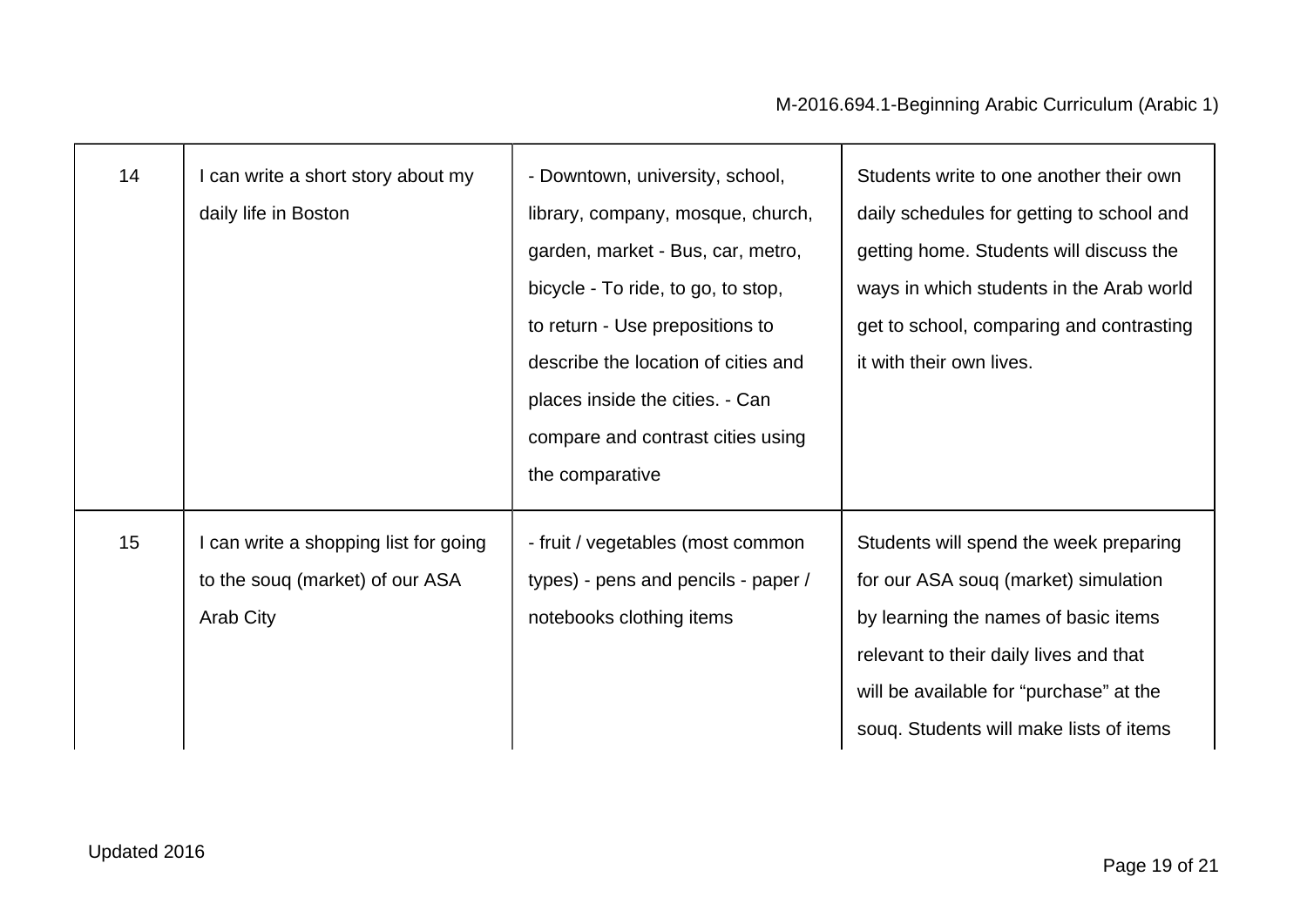| 14 | I can write a short story about my daily life in Boston | - Downtown, university, school, library, company, mosque, church, garden, market - Bus, car, metro, bicycle - To ride, to go, to stop, to return - Use prepositions to describe the location of cities and places inside the cities. - Can compare and contrast cities using the comparative | Students write to one another their own daily schedules for getting to school and getting home. Students will discuss the ways in which students in the Arab world get to school, comparing and contrasting it with their own lives. |
|---|---|---|---|
| 15 | I can write a shopping list for going to the souq (market) of our ASA Arab City | - fruit / vegetables (most common types) - pens and pencils - paper / notebooks clothing items | Students will spend the week preparing for our ASA souq (market) simulation by learning the names of basic items relevant to their daily lives and that will be available for "purchase" at the souq. Students will make lists of items |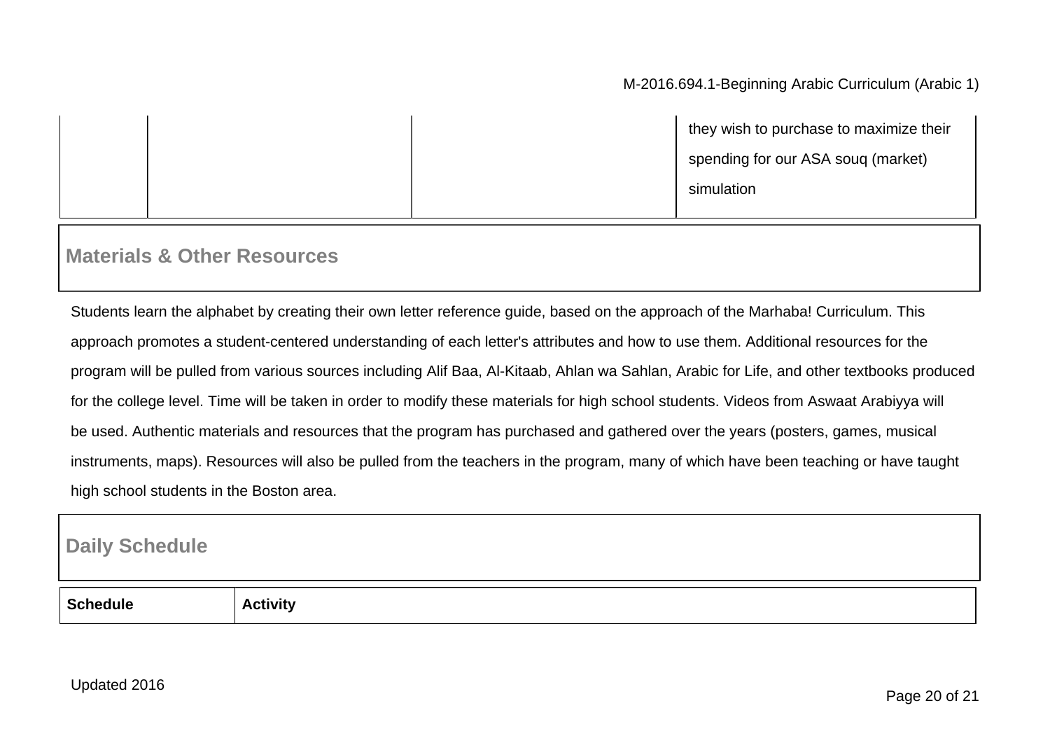|  |  |  | they wish to purchase to maximize their spending for our ASA souq (market) simulation |
| --- | --- | --- | --- |

## Materials & Other Resources

Students learn the alphabet by creating their own letter reference guide, based on the approach of the Marhaba! Curriculum. This approach promotes a student-centered understanding of each letter's attributes and how to use them. Additional resources for the program will be pulled from various sources including Alif Baa, Al-Kitaab, Ahlan wa Sahlan, Arabic for Life, and other textbooks produced for the college level. Time will be taken in order to modify these materials for high school students. Videos from Aswaat Arabiyya will be used. Authentic materials and resources that the program has purchased and gathered over the years (posters, games, musical instruments, maps). Resources will also be pulled from the teachers in the program, many of which have been teaching or have taught high school students in the Boston area.

## Daily Schedule

| Schedule | Activity |
| --- | --- |

Updated 2016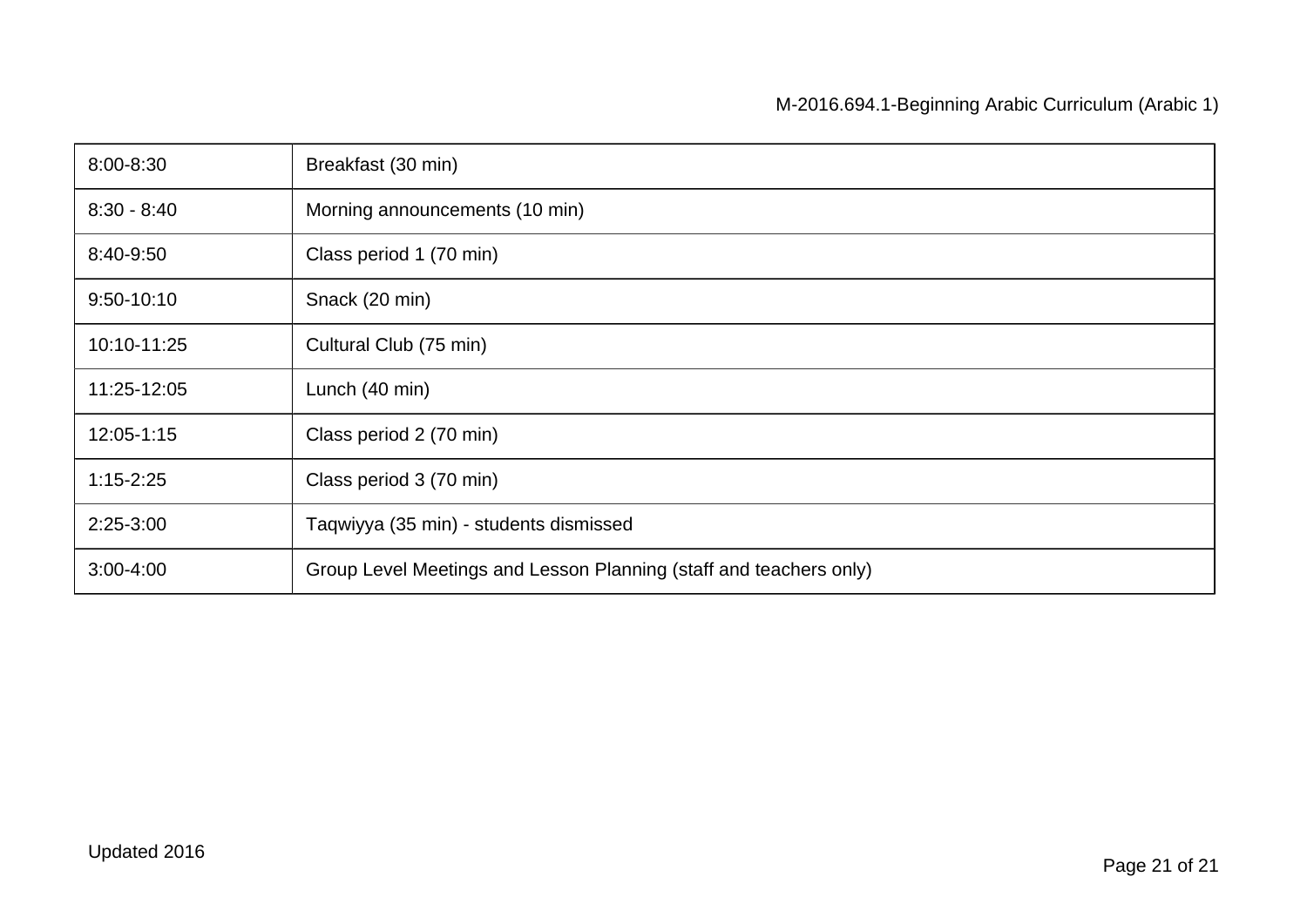| | |
|---|---|
| 8:00-8:30 | Breakfast (30 min) |
| 8:30 - 8:40 | Morning announcements (10 min) |
| 8:40-9:50 | Class period 1 (70 min) |
| 9:50-10:10 | Snack (20 min) |
| 10:10-11:25 | Cultural Club (75 min) |
| 11:25-12:05 | Lunch (40 min) |
| 12:05-1:15 | Class period 2 (70 min) |
| 1:15-2:25 | Class period 3 (70 min) |
| 2:25-3:00 | Taqwiyya (35 min) - students dismissed |
| 3:00-4:00 | Group Level Meetings and Lesson Planning (staff and teachers only) |